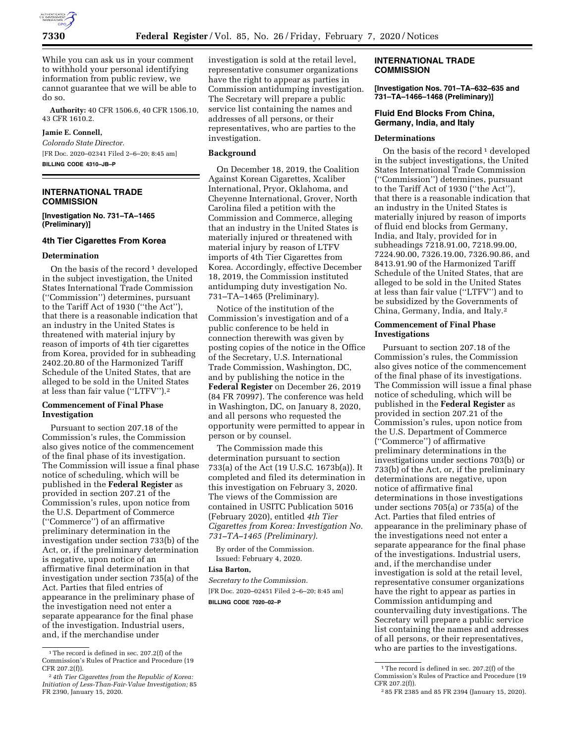While you can ask us in your comment to withhold your personal identifying information from public review, we cannot guarantee that we will be able to do so.

**Authority:** 40 CFR 1506.6, 40 CFR 1506.10, 43 CFR 1610.2.

**Jamie E. Connell,**

*Colorado State Director.*

[FR Doc. 2020–02341 Filed 2–6–20; 8:45 am]

**BILLING CODE 4310–JB–P**

## INTERNATIONAL TRADE COMMISSION

**[Investigation No. 731–TA–1465 (Preliminary)]**

### 4th Tier Cigarettes From Korea

#### Determination

On the basis of the record [1] developed in the subject investigation, the United States International Trade Commission (''Commission'') determines, pursuant to the Tariff Act of 1930 (''the Act''), that there is a reasonable indication that an industry in the United States is threatened with material injury by reason of imports of 4th tier cigarettes from Korea, provided for in subheading 2402.20.80 of the Harmonized Tariff Schedule of the United States, that are alleged to be sold in the United States at less than fair value (''LTFV'').[2]

#### Commencement of Final Phase Investigation

Pursuant to section 207.18 of the Commission's rules, the Commission also gives notice of the commencement of the final phase of its investigation. The Commission will issue a final phase notice of scheduling, which will be published in the **Federal Register** as provided in section 207.21 of the Commission's rules, upon notice from the U.S. Department of Commerce (''Commerce'') of an affirmative preliminary determination in the investigation under section 733(b) of the Act, or, if the preliminary determination is negative, upon notice of an affirmative final determination in that investigation under section 735(a) of the Act. Parties that filed entries of appearance in the preliminary phase of the investigation need not enter a separate appearance for the final phase of the investigation. Industrial users, and, if the merchandise under investigation is sold at the retail level, representative consumer organizations have the right to appear as parties in Commission antidumping investigation. The Secretary will prepare a public service list containing the names and addresses of all persons, or their representatives, who are parties to the investigation.

#### Background

On December 18, 2019, the Coalition Against Korean Cigarettes, Xcaliber International, Pryor, Oklahoma, and Cheyenne International, Grover, North Carolina filed a petition with the Commission and Commerce, alleging that an industry in the United States is materially injured or threatened with material injury by reason of LTFV imports of 4th Tier Cigarettes from Korea. Accordingly, effective December 18, 2019, the Commission instituted antidumping duty investigation No. 731–TA–1465 (Preliminary).

Notice of the institution of the Commission's investigation and of a public conference to be held in connection therewith was given by posting copies of the notice in the Office of the Secretary, U.S. International Trade Commission, Washington, DC, and by publishing the notice in the **Federal Register** on December 26, 2019 (84 FR 70997). The conference was held in Washington, DC, on January 8, 2020, and all persons who requested the opportunity were permitted to appear in person or by counsel.

The Commission made this determination pursuant to section 733(a) of the Act (19 U.S.C. 1673b(a)). It completed and filed its determination in this investigation on February 3, 2020. The views of the Commission are contained in USITC Publication 5016 (February 2020), entitled *4th Tier Cigarettes from Korea: Investigation No. 731–TA–1465 (Preliminary).*

By order of the Commission.

Issued: February 4, 2020.

**Lisa Barton,**

*Secretary to the Commission.*

[FR Doc. 2020–02451 Filed 2–6–20; 8:45 am]

**BILLING CODE 7020–02–P**

[1] The record is defined in sec. 207.2(f) of the Commission's Rules of Practice and Procedure (19 CFR 207.2(f)).

[2] *4th Tier Cigarettes from the Republic of Korea: Initiation of Less-Than-Fair-Value Investigation;* 85 FR 2390, January 15, 2020.

## INTERNATIONAL TRADE COMMISSION

**[Investigation Nos. 701–TA–632–635 and 731–TA–1466–1468 (Preliminary)]**

### Fluid End Blocks From China, Germany, India, and Italy

#### Determinations

On the basis of the record [1] developed in the subject investigations, the United States International Trade Commission (''Commission'') determines, pursuant to the Tariff Act of 1930 (''the Act''), that there is a reasonable indication that an industry in the United States is materially injured by reason of imports of fluid end blocks from Germany, India, and Italy, provided for in subheadings 7218.91.00, 7218.99.00, 7224.90.00, 7326.19.00, 7326.90.86, and 8413.91.90 of the Harmonized Tariff Schedule of the United States, that are alleged to be sold in the United States at less than fair value (''LTFV'') and to be subsidized by the Governments of China, Germany, India, and Italy.[2]

#### Commencement of Final Phase Investigations

Pursuant to section 207.18 of the Commission's rules, the Commission also gives notice of the commencement of the final phase of its investigations. The Commission will issue a final phase notice of scheduling, which will be published in the **Federal Register** as provided in section 207.21 of the Commission's rules, upon notice from the U.S. Department of Commerce (''Commerce'') of affirmative preliminary determinations in the investigations under sections 703(b) or 733(b) of the Act, or, if the preliminary determinations are negative, upon notice of affirmative final determinations in those investigations under sections 705(a) or 735(a) of the Act. Parties that filed entries of appearance in the preliminary phase of the investigations need not enter a separate appearance for the final phase of the investigations. Industrial users, and, if the merchandise under investigation is sold at the retail level, representative consumer organizations have the right to appear as parties in Commission antidumping and countervailing duty investigations. The Secretary will prepare a public service list containing the names and addresses of all persons, or their representatives, who are parties to the investigations.

[1] The record is defined in sec. 207.2(f) of the Commission's Rules of Practice and Procedure (19 CFR 207.2(f)).

[2] 85 FR 2385 and 85 FR 2394 (January 15, 2020).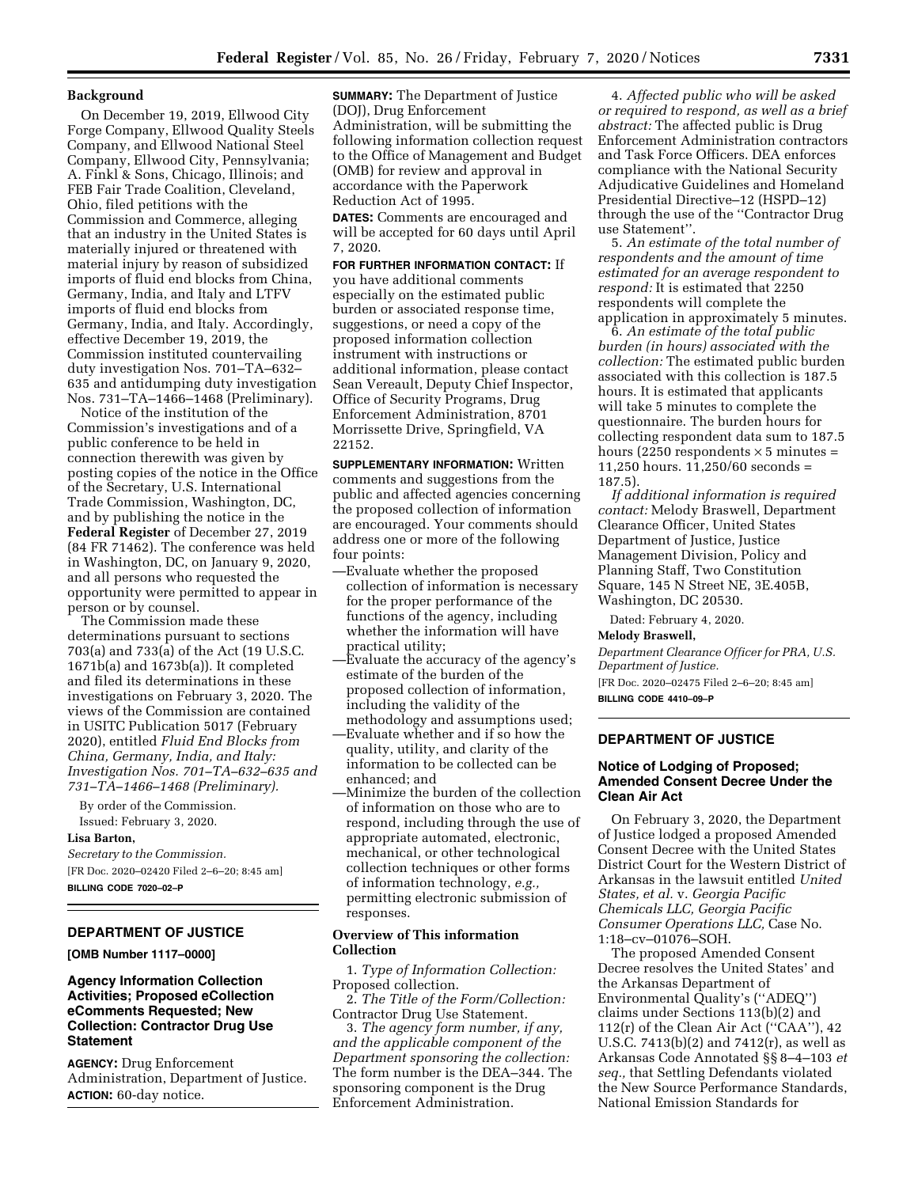## Background

On December 19, 2019, Ellwood City Forge Company, Ellwood Quality Steels Company, and Ellwood National Steel Company, Ellwood City, Pennsylvania; A. Finkl & Sons, Chicago, Illinois; and FEB Fair Trade Coalition, Cleveland, Ohio, filed petitions with the Commission and Commerce, alleging that an industry in the United States is materially injured or threatened with material injury by reason of subsidized imports of fluid end blocks from China, Germany, India, and Italy and LTFV imports of fluid end blocks from Germany, India, and Italy. Accordingly, effective December 19, 2019, the Commission instituted countervailing duty investigation Nos. 701–TA–632–635 and antidumping duty investigation Nos. 731–TA–1466–1468 (Preliminary).

Notice of the institution of the Commission's investigations and of a public conference to be held in connection therewith was given by posting copies of the notice in the Office of the Secretary, U.S. International Trade Commission, Washington, DC, and by publishing the notice in the **Federal Register** of December 27, 2019 (84 FR 71462). The conference was held in Washington, DC, on January 9, 2020, and all persons who requested the opportunity were permitted to appear in person or by counsel.

The Commission made these determinations pursuant to sections 703(a) and 733(a) of the Act (19 U.S.C. 1671b(a) and 1673b(a)). It completed and filed its determinations in these investigations on February 3, 2020. The views of the Commission are contained in USITC Publication 5017 (February 2020), entitled *Fluid End Blocks from China, Germany, India, and Italy: Investigation Nos. 701–TA–632–635 and 731–TA–1466–1468 (Preliminary).*

By order of the Commission.

Issued: February 3, 2020.

**Lisa Barton,**

*Secretary to the Commission.*

[FR Doc. 2020–02420 Filed 2–6–20; 8:45 am]

**BILLING CODE 7020–02–P**

## DEPARTMENT OF JUSTICE

**[OMB Number 1117–0000]**

### Agency Information Collection Activities; Proposed eCollection eComments Requested; New Collection: Contractor Drug Use Statement

**AGENCY:** Drug Enforcement Administration, Department of Justice.

**ACTION:** 60-day notice.

**SUMMARY:** The Department of Justice (DOJ), Drug Enforcement Administration, will be submitting the following information collection request to the Office of Management and Budget (OMB) for review and approval in accordance with the Paperwork Reduction Act of 1995.

**DATES:** Comments are encouraged and will be accepted for 60 days until April 7, 2020.

**FOR FURTHER INFORMATION CONTACT:** If you have additional comments especially on the estimated public burden or associated response time, suggestions, or need a copy of the proposed information collection instrument with instructions or additional information, please contact Sean Vereault, Deputy Chief Inspector, Office of Security Programs, Drug Enforcement Administration, 8701 Morrissette Drive, Springfield, VA 22152.

**SUPPLEMENTARY INFORMATION:** Written comments and suggestions from the public and affected agencies concerning the proposed collection of information are encouraged. Your comments should address one or more of the following four points:

—Evaluate whether the proposed collection of information is necessary for the proper performance of the functions of the agency, including whether the information will have practical utility;

—Evaluate the accuracy of the agency's estimate of the burden of the proposed collection of information, including the validity of the methodology and assumptions used;

—Evaluate whether and if so how the quality, utility, and clarity of the information to be collected can be enhanced; and

—Minimize the burden of the collection of information on those who are to respond, including through the use of appropriate automated, electronic, mechanical, or other technological collection techniques or other forms of information technology, *e.g.,* permitting electronic submission of responses.

### Overview of This information Collection

1. *Type of Information Collection:* Proposed collection.

2. *The Title of the Form/Collection:* Contractor Drug Use Statement.

3. *The agency form number, if any, and the applicable component of the Department sponsoring the collection:* The form number is the DEA–344. The sponsoring component is the Drug Enforcement Administration.

4. *Affected public who will be asked or required to respond, as well as a brief abstract:* The affected public is Drug Enforcement Administration contractors and Task Force Officers. DEA enforces compliance with the National Security Adjudicative Guidelines and Homeland Presidential Directive–12 (HSPD–12) through the use of the "Contractor Drug use Statement".

5. *An estimate of the total number of respondents and the amount of time estimated for an average respondent to respond:* It is estimated that 2250 respondents will complete the application in approximately 5 minutes.

6. *An estimate of the total public burden (in hours) associated with the collection:* The estimated public burden associated with this collection is 187.5 hours. It is estimated that applicants will take 5 minutes to complete the questionnaire. The burden hours for collecting respondent data sum to 187.5 hours (2250 respondents × 5 minutes = 11,250 hours. 11,250/60 seconds = 187.5).

*If additional information is required contact:* Melody Braswell, Department Clearance Officer, United States Department of Justice, Justice Management Division, Policy and Planning Staff, Two Constitution Square, 145 N Street NE, 3E.405B, Washington, DC 20530.

Dated: February 4, 2020.

**Melody Braswell,**

*Department Clearance Officer for PRA, U.S. Department of Justice.*

[FR Doc. 2020–02475 Filed 2–6–20; 8:45 am]

**BILLING CODE 4410–09–P**

## DEPARTMENT OF JUSTICE

### Notice of Lodging of Proposed; Amended Consent Decree Under the Clean Air Act

On February 3, 2020, the Department of Justice lodged a proposed Amended Consent Decree with the United States District Court for the Western District of Arkansas in the lawsuit entitled *United States, et al.* v. *Georgia Pacific Chemicals LLC, Georgia Pacific Consumer Operations LLC,* Case No. 1:18–cv–01076–SOH.

The proposed Amended Consent Decree resolves the United States' and the Arkansas Department of Environmental Quality's ("ADEQ") claims under Sections 113(b)(2) and 112(r) of the Clean Air Act ("CAA"), 42 U.S.C. 7413(b)(2) and 7412(r), as well as Arkansas Code Annotated §§ 8–4–103 *et seq.,* that Settling Defendants violated the New Source Performance Standards, National Emission Standards for